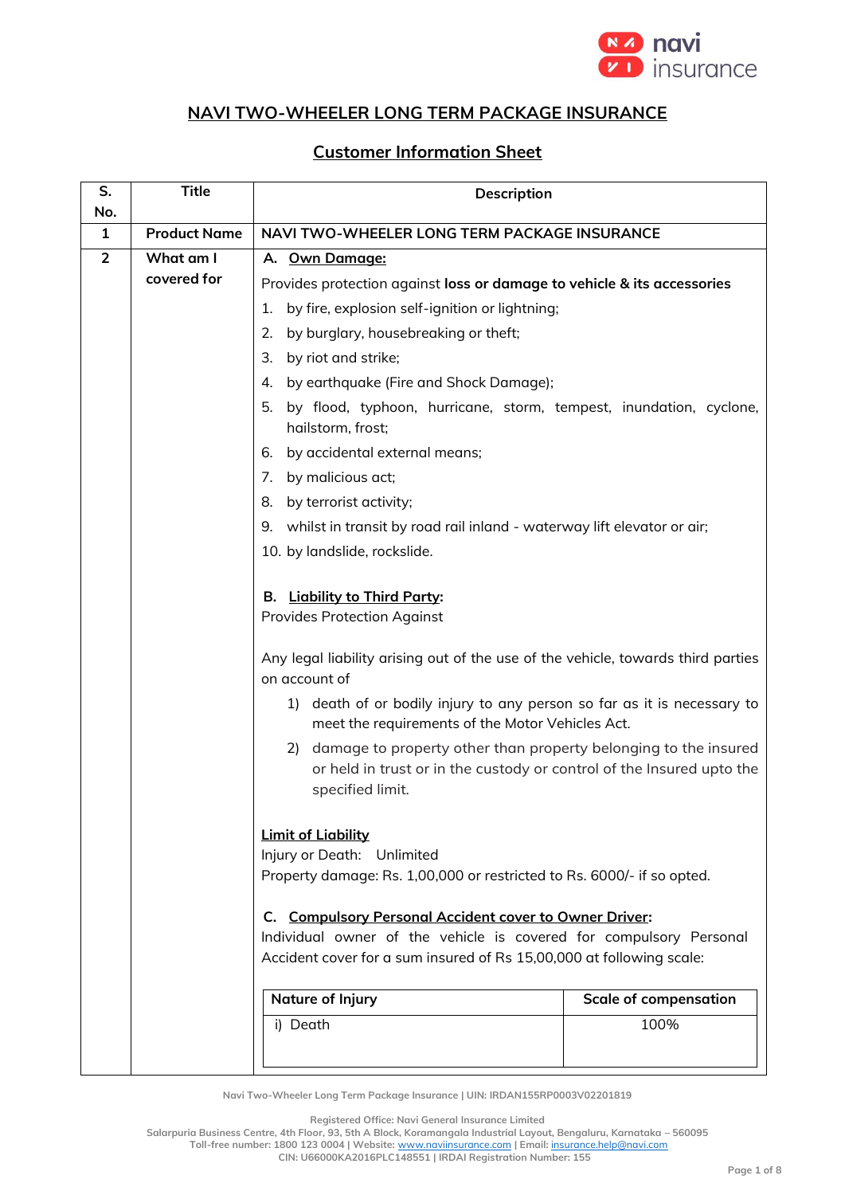# NAVI TWO-WHEELER LONG TERM PACKAGE INSURANCE

## Customer Information Sheet

| S. No. | Title | Description |
|---|---|---|
| 1 | Product Name | NAVI TWO-WHEELER LONG TERM PACKAGE INSURANCE |
| 2 | What am I covered for | A. <u>Own Damage:</u><br>Provides protection against **loss or damage to vehicle & its accessories**<br>1. by fire, explosion self-ignition or lightning;<br>2. by burglary, housebreaking or theft;<br>3. by riot and strike;<br>4. by earthquake (Fire and Shock Damage);<br>5. by flood, typhoon, hurricane, storm, tempest, inundation, cyclone, hailstorm, frost;<br>6. by accidental external means;<br>7. by malicious act;<br>8. by terrorist activity;<br>9. whilst in transit by road rail inland - waterway lift elevator or air;<br>10. by landslide, rockslide.<br><br>B. <u>Liability to Third Party</u>:<br>Provides Protection Against<br><br>Any legal liability arising out of the use of the vehicle, towards third parties on account of<br>1) death of or bodily injury to any person so far as it is necessary to meet the requirements of the Motor Vehicles Act.<br>2) damage to property other than property belonging to the insured or held in trust or in the custody or control of the Insured upto the specified limit.<br><br><u>Limit of Liability</u><br>Injury or Death: Unlimited<br>Property damage: Rs. 1,00,000 or restricted to Rs. 6000/- if so opted.<br><br>C. <u>Compulsory Personal Accident cover to Owner Driver</u>:<br>Individual owner of the vehicle is covered for compulsory Personal Accident cover for a sum insured of Rs 15,00,000 at following scale:<br><br>**Nature of Injury** — **Scale of compensation**<br>i) Death — 100% |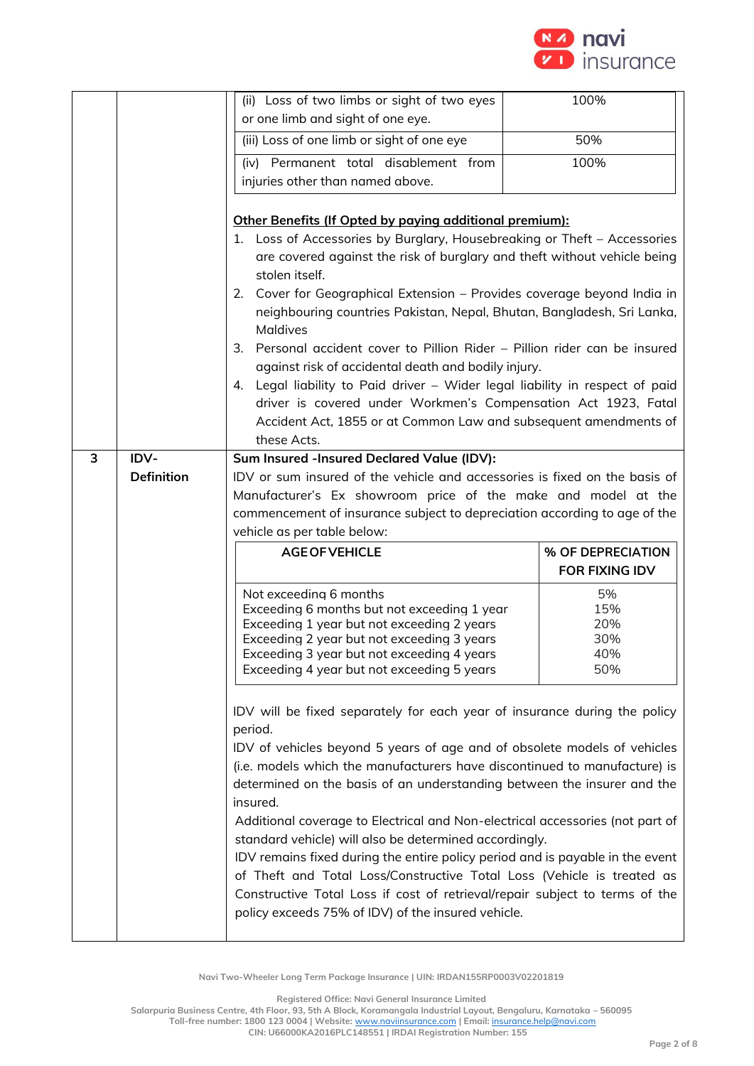| | | |
|---|---|---|
| | | (ii) Loss of two limbs or sight of two eyes or one limb and sight of one eye. — 100%<br>(iii) Loss of one limb or sight of one eye — 50%<br>(iv) Permanent total disablement from injuries other than named above. — 100% |

| | |
|---|---|
| (ii) Loss of two limbs or sight of two eyes or one limb and sight of one eye. | 100% |
| (iii) Loss of one limb or sight of one eye | 50% |
| (iv) Permanent total disablement from injuries other than named above. | 100% |

**Other Benefits (If Opted by paying additional premium):**

1. Loss of Accessories by Burglary, Housebreaking or Theft – Accessories are covered against the risk of burglary and theft without vehicle being stolen itself.
2. Cover for Geographical Extension – Provides coverage beyond India in neighbouring countries Pakistan, Nepal, Bhutan, Bangladesh, Sri Lanka, Maldives
3. Personal accident cover to Pillion Rider – Pillion rider can be insured against risk of accidental death and bodily injury.
4. Legal liability to Paid driver – Wider legal liability in respect of paid driver is covered under Workmen's Compensation Act 1923, Fatal Accident Act, 1855 or at Common Law and subsequent amendments of these Acts.

**3 | IDV-Definition**

**Sum Insured -Insured Declared Value (IDV):**

IDV or sum insured of the vehicle and accessories is fixed on the basis of Manufacturer's Ex showroom price of the make and model at the commencement of insurance subject to depreciation according to age of the vehicle as per table below:

| AGE OF VEHICLE | % OF DEPRECIATION FOR FIXING IDV |
|---|---|
| Not exceeding 6 months | 5% |
| Exceeding 6 months but not exceeding 1 year | 15% |
| Exceeding 1 year but not exceeding 2 years | 20% |
| Exceeding 2 year but not exceeding 3 years | 30% |
| Exceeding 3 year but not exceeding 4 years | 40% |
| Exceeding 4 year but not exceeding 5 years | 50% |

IDV will be fixed separately for each year of insurance during the policy period.

IDV of vehicles beyond 5 years of age and of obsolete models of vehicles (i.e. models which the manufacturers have discontinued to manufacture) is determined on the basis of an understanding between the insurer and the insured.

Additional coverage to Electrical and Non-electrical accessories (not part of standard vehicle) will also be determined accordingly.

IDV remains fixed during the entire policy period and is payable in the event of Theft and Total Loss/Constructive Total Loss (Vehicle is treated as Constructive Total Loss if cost of retrieval/repair subject to terms of the policy exceeds 75% of IDV) of the insured vehicle.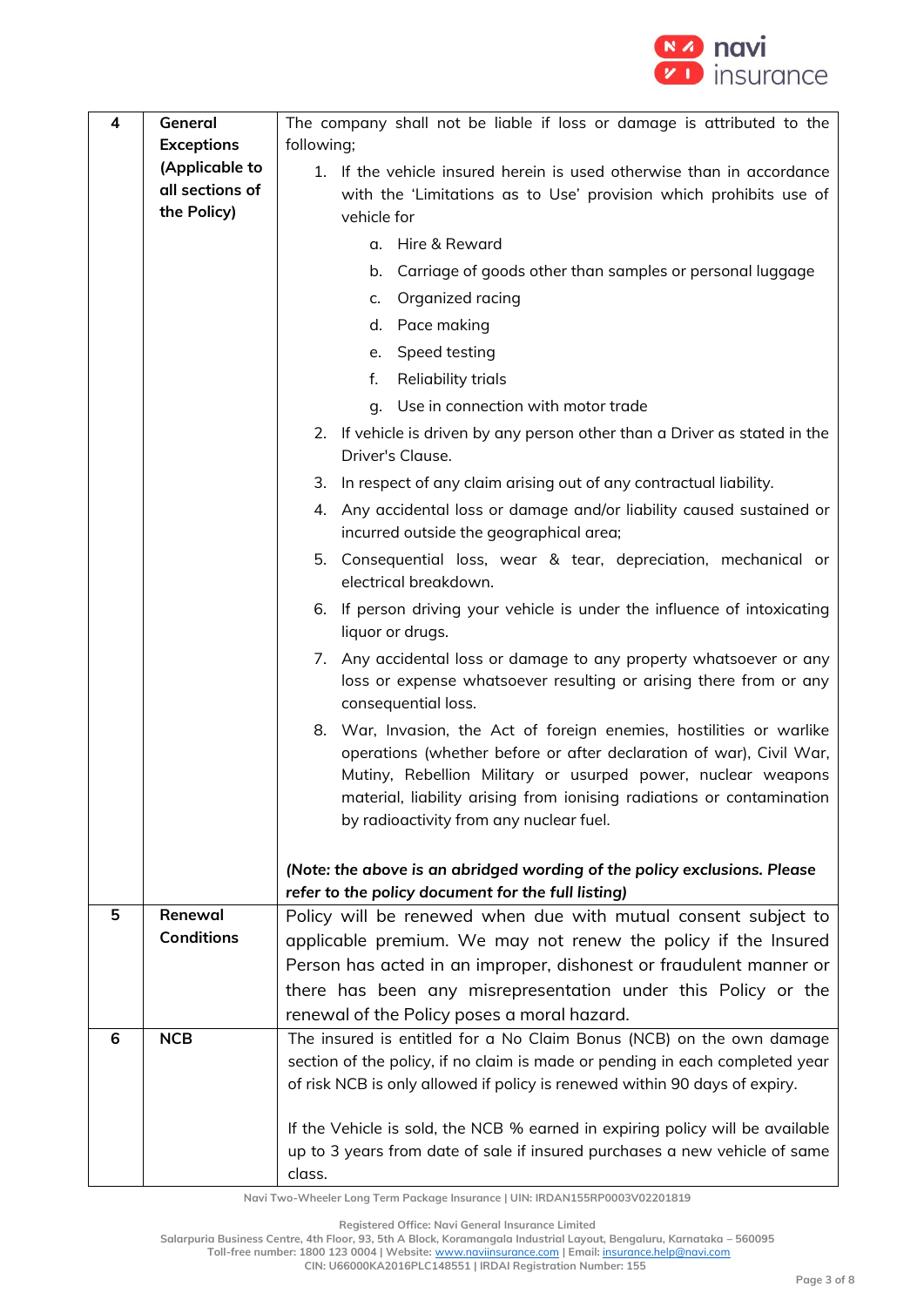| 4 | General Exceptions (Applicable to all sections of the Policy) | The company shall not be liable if loss or damage is attributed to the following;<br>1. If the vehicle insured herein is used otherwise than in accordance with the 'Limitations as to Use' provision which prohibits use of vehicle for<br>a. Hire & Reward<br>b. Carriage of goods other than samples or personal luggage<br>c. Organized racing<br>d. Pace making<br>e. Speed testing<br>f. Reliability trials<br>g. Use in connection with motor trade<br>2. If vehicle is driven by any person other than a Driver as stated in the Driver's Clause.<br>3. In respect of any claim arising out of any contractual liability.<br>4. Any accidental loss or damage and/or liability caused sustained or incurred outside the geographical area;<br>5. Consequential loss, wear & tear, depreciation, mechanical or electrical breakdown.<br>6. If person driving your vehicle is under the influence of intoxicating liquor or drugs.<br>7. Any accidental loss or damage to any property whatsoever or any loss or expense whatsoever resulting or arising there from or any consequential loss.<br>8. War, Invasion, the Act of foreign enemies, hostilities or warlike operations (whether before or after declaration of war), Civil War, Mutiny, Rebellion Military or usurped power, nuclear weapons material, liability arising from ionising radiations or contamination by radioactivity from any nuclear fuel.<br><br>***(Note: the above is an abridged wording of the policy exclusions. Please refer to the policy document for the full listing)*** |
|---|---|---|
| 5 | **Renewal Conditions** | Policy will be renewed when due with mutual consent subject to applicable premium. We may not renew the policy if the Insured Person has acted in an improper, dishonest or fraudulent manner or there has been any misrepresentation under this Policy or the renewal of the Policy poses a moral hazard. |
| 6 | **NCB** | The insured is entitled for a No Claim Bonus (NCB) on the own damage section of the policy, if no claim is made or pending in each completed year of risk NCB is only allowed if policy is renewed within 90 days of expiry.<br><br>If the Vehicle is sold, the NCB % earned in expiring policy will be available up to 3 years from date of sale if insured purchases a new vehicle of same class. |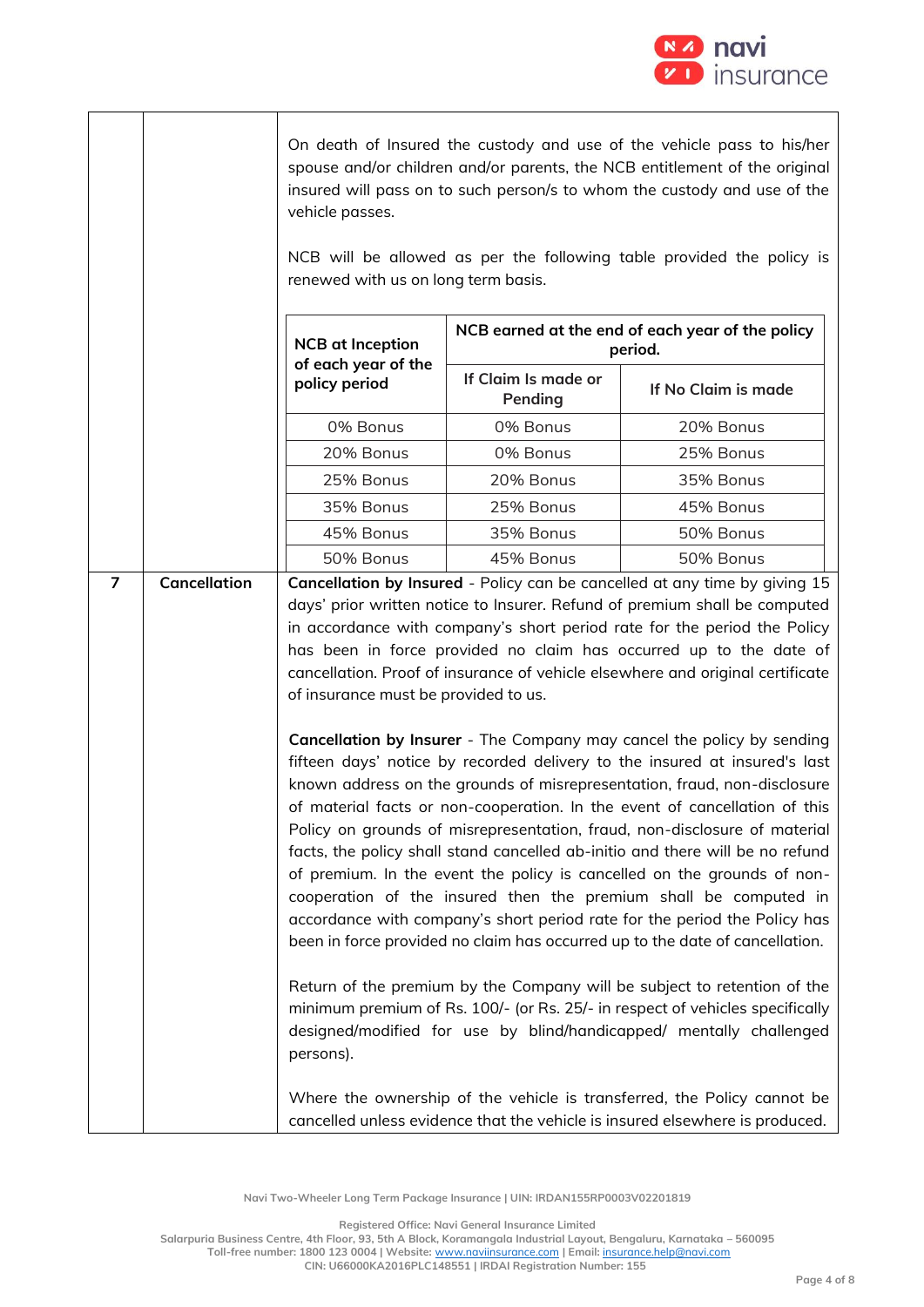| | | |
|---|---|---|
| | | On death of Insured the custody and use of the vehicle pass to his/her spouse and/or children and/or parents, the NCB entitlement of the original insured will pass on to such person/s to whom the custody and use of the vehicle passes.<br><br>NCB will be allowed as per the following table provided the policy is renewed with us on long term basis. |

| NCB at Inception of each year of the policy period | NCB earned at the end of each year of the policy period. | |
|---|---|---|
| | If Claim Is made or Pending | If No Claim is made |
| 0% Bonus | 0% Bonus | 20% Bonus |
| 20% Bonus | 0% Bonus | 25% Bonus |
| 25% Bonus | 20% Bonus | 35% Bonus |
| 35% Bonus | 25% Bonus | 45% Bonus |
| 45% Bonus | 35% Bonus | 50% Bonus |
| 50% Bonus | 45% Bonus | 50% Bonus |

| | | |
|---|---|---|
| 7 | Cancellation | **Cancellation by Insured** - Policy can be cancelled at any time by giving 15 days' prior written notice to Insurer. Refund of premium shall be computed in accordance with company's short period rate for the period the Policy has been in force provided no claim has occurred up to the date of cancellation. Proof of insurance of vehicle elsewhere and original certificate of insurance must be provided to us.<br><br>**Cancellation by Insurer** - The Company may cancel the policy by sending fifteen days' notice by recorded delivery to the insured at insured's last known address on the grounds of misrepresentation, fraud, non-disclosure of material facts or non-cooperation. In the event of cancellation of this Policy on grounds of misrepresentation, fraud, non-disclosure of material facts, the policy shall stand cancelled ab-initio and there will be no refund of premium. In the event the policy is cancelled on the grounds of non-cooperation of the insured then the premium shall be computed in accordance with company's short period rate for the period the Policy has been in force provided no claim has occurred up to the date of cancellation.<br><br>Return of the premium by the Company will be subject to retention of the minimum premium of Rs. 100/- (or Rs. 25/- in respect of vehicles specifically designed/modified for use by blind/handicapped/ mentally challenged persons).<br><br>Where the ownership of the vehicle is transferred, the Policy cannot be cancelled unless evidence that the vehicle is insured elsewhere is produced. |

Navi Two-Wheeler Long Term Package Insurance | UIN: IRDAN155RP0003V02201819

Registered Office: Navi General Insurance Limited
Salarpuria Business Centre, 4th Floor, 93, 5th A Block, Koramangala Industrial Layout, Bengaluru, Karnataka – 560095
Toll-free number: 1800 123 0004 | Website: www.naviinsurance.com | Email: insurance.help@navi.com
CIN: U66000KA2016PLC148551 | IRDAI Registration Number: 155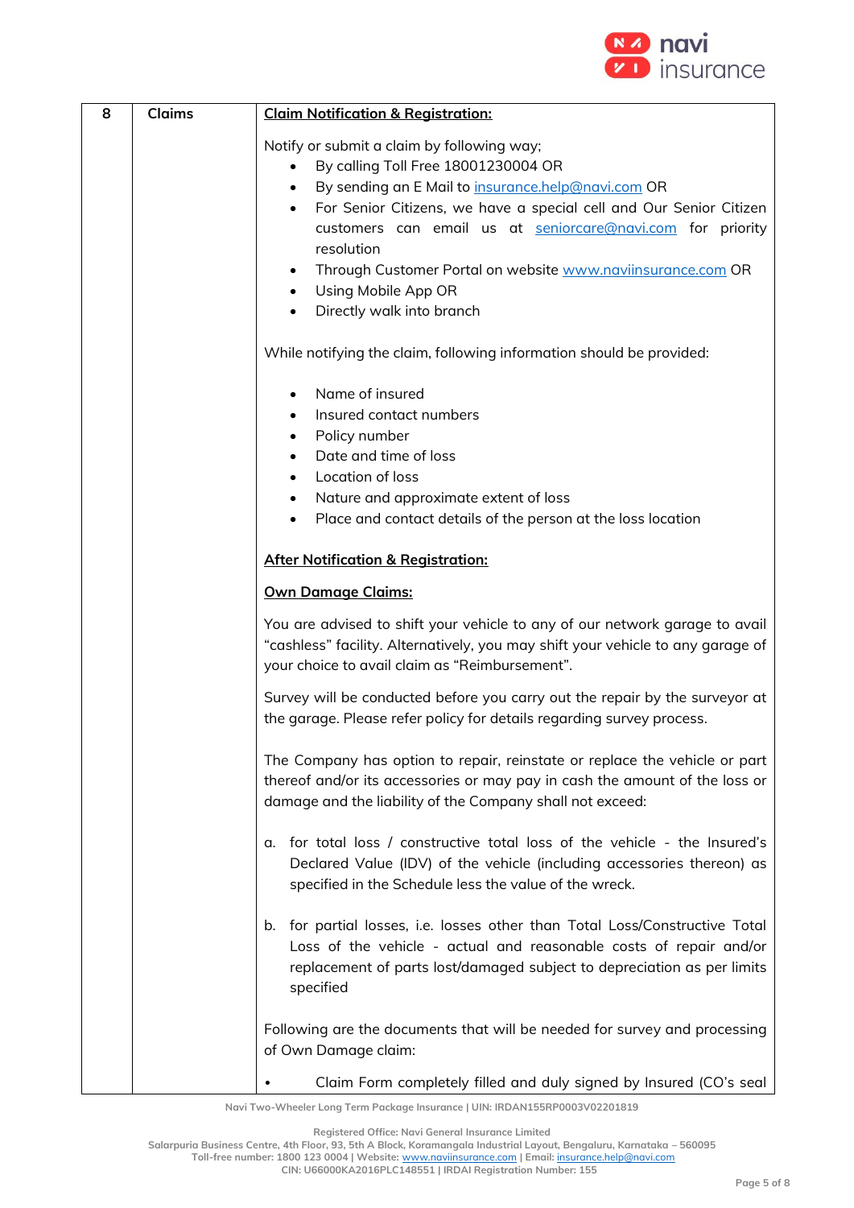| 8 | Claims | **Claim Notification & Registration:**<br><br>Notify or submit a claim by following way;<ul><li>By calling Toll Free 18001230004 OR</li><li>By sending an E Mail to insurance.help@navi.com OR</li><li>For Senior Citizens, we have a special cell and Our Senior Citizen customers can email us at seniorcare@navi.com for priority resolution</li><li>Through Customer Portal on website www.naviinsurance.com OR</li><li>Using Mobile App OR</li><li>Directly walk into branch</li></ul>While notifying the claim, following information should be provided:<ul><li>Name of insured</li><li>Insured contact numbers</li><li>Policy number</li><li>Date and time of loss</li><li>Location of loss</li><li>Nature and approximate extent of loss</li><li>Place and contact details of the person at the loss location</li></ul>**After Notification & Registration:**<br><br>**Own Damage Claims:**<br><br>You are advised to shift your vehicle to any of our network garage to avail "cashless" facility. Alternatively, you may shift your vehicle to any garage of your choice to avail claim as "Reimbursement".<br><br>Survey will be conducted before you carry out the repair by the surveyor at the garage. Please refer policy for details regarding survey process.<br><br>The Company has option to repair, reinstate or replace the vehicle or part thereof and/or its accessories or may pay in cash the amount of the loss or damage and the liability of the Company shall not exceed:<br><br>a. for total loss / constructive total loss of the vehicle - the Insured's Declared Value (IDV) of the vehicle (including accessories thereon) as specified in the Schedule less the value of the wreck.<br><br>b. for partial losses, i.e. losses other than Total Loss/Constructive Total Loss of the vehicle - actual and reasonable costs of repair and/or replacement of parts lost/damaged subject to depreciation as per limits specified<br><br>Following are the documents that will be needed for survey and processing of Own Damage claim:<ul><li>Claim Form completely filled and duly signed by Insured (CO's seal</li></ul> |
|---|---|---|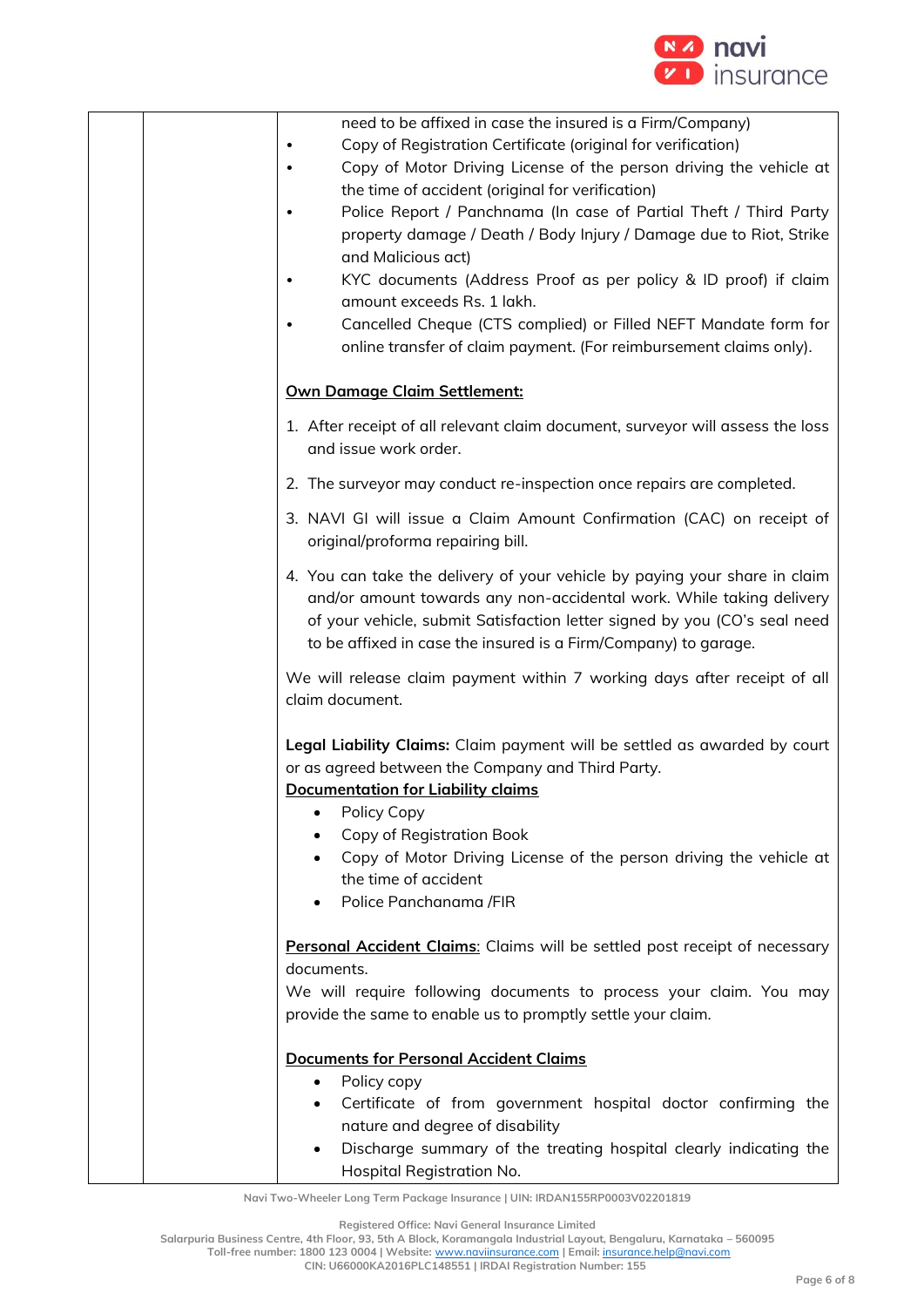| | | need to be affixed in case the insured is a Firm/Company)<br>• Copy of Registration Certificate (original for verification)<br>• Copy of Motor Driving License of the person driving the vehicle at the time of accident (original for verification)<br>• Police Report / Panchnama (In case of Partial Theft / Third Party property damage / Death / Body Injury / Damage due to Riot, Strike and Malicious act)<br>• KYC documents (Address Proof as per policy & ID proof) if claim amount exceeds Rs. 1 lakh.<br>• Cancelled Cheque (CTS complied) or Filled NEFT Mandate form for online transfer of claim payment. (For reimbursement claims only).<br><br>**<u>Own Damage Claim Settlement:</u>**<br><br>1. After receipt of all relevant claim document, surveyor will assess the loss and issue work order.<br>2. The surveyor may conduct re-inspection once repairs are completed.<br>3. NAVI GI will issue a Claim Amount Confirmation (CAC) on receipt of original/proforma repairing bill.<br>4. You can take the delivery of your vehicle by paying your share in claim and/or amount towards any non-accidental work. While taking delivery of your vehicle, submit Satisfaction letter signed by you (CO's seal need to be affixed in case the insured is a Firm/Company) to garage.<br><br>We will release claim payment within 7 working days after receipt of all claim document.<br><br>**Legal Liability Claims:** Claim payment will be settled as awarded by court or as agreed between the Company and Third Party.<br>**<u>Documentation for Liability claims</u>**<br>• Policy Copy<br>• Copy of Registration Book<br>• Copy of Motor Driving License of the person driving the vehicle at the time of accident<br>• Police Panchanama /FIR<br><br>**<u>Personal Accident Claims</u>**: Claims will be settled post receipt of necessary documents.<br>We will require following documents to process your claim. You may provide the same to enable us to promptly settle your claim.<br><br>**<u>Documents for Personal Accident Claims</u>**<br>• Policy copy<br>• Certificate of from government hospital doctor confirming the nature and degree of disability<br>• Discharge summary of the treating hospital clearly indicating the Hospital Registration No. |
|---|---|---|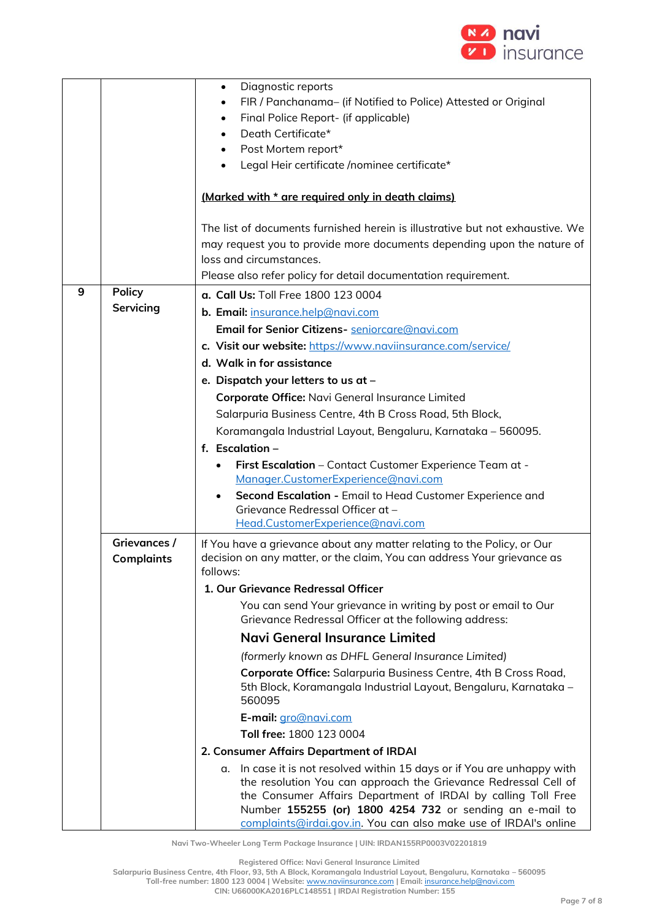| | | |
|---|---|---|
| | | • Diagnostic reports<br>• FIR / Panchanama– (if Notified to Police) Attested or Original<br>• Final Police Report- (if applicable)<br>• Death Certificate*<br>• Post Mortem report*<br>• Legal Heir certificate /nominee certificate*<br><br>(Marked with * are required only in death claims)<br><br>The list of documents furnished herein is illustrative but not exhaustive. We may request you to provide more documents depending upon the nature of loss and circumstances.<br>Please also refer policy for detail documentation requirement. |
| 9 | **Policy Servicing** | **a. Call Us:** Toll Free 1800 123 0004<br>**b. Email:** insurance.help@navi.com<br>**Email for Senior Citizens-** seniorcare@navi.com<br>**c. Visit our website:** https://www.naviinsurance.com/service/<br>**d. Walk in for assistance**<br>**e. Dispatch your letters to us at –**<br>**Corporate Office:** Navi General Insurance Limited<br>Salarpuria Business Centre, 4th B Cross Road, 5th Block,<br>Koramangala Industrial Layout, Bengaluru, Karnataka – 560095.<br>**f. Escalation –**<br>• **First Escalation** – Contact Customer Experience Team at - Manager.CustomerExperience@navi.com<br>• **Second Escalation -** Email to Head Customer Experience and Grievance Redressal Officer at – Head.CustomerExperience@navi.com |
| | **Grievances / Complaints** | If You have a grievance about any matter relating to the Policy, or Our decision on any matter, or the claim, You can address Your grievance as follows:<br>**1. Our Grievance Redressal Officer**<br>You can send Your grievance in writing by post or email to Our Grievance Redressal Officer at the following address:<br>**Navi General Insurance Limited**<br>*(formerly known as DHFL General Insurance Limited)*<br>**Corporate Office:** Salarpuria Business Centre, 4th B Cross Road, 5th Block, Koramangala Industrial Layout, Bengaluru, Karnataka – 560095<br>**E-mail:** gro@navi.com<br>**Toll free:** 1800 123 0004<br>**2. Consumer Affairs Department of IRDAI**<br>a. In case it is not resolved within 15 days or if You are unhappy with the resolution You can approach the Grievance Redressal Cell of the Consumer Affairs Department of IRDAI by calling Toll Free Number **155255 (or) 1800 4254 732** or sending an e-mail to complaints@irdai.gov.in. You can also make use of IRDAI's online |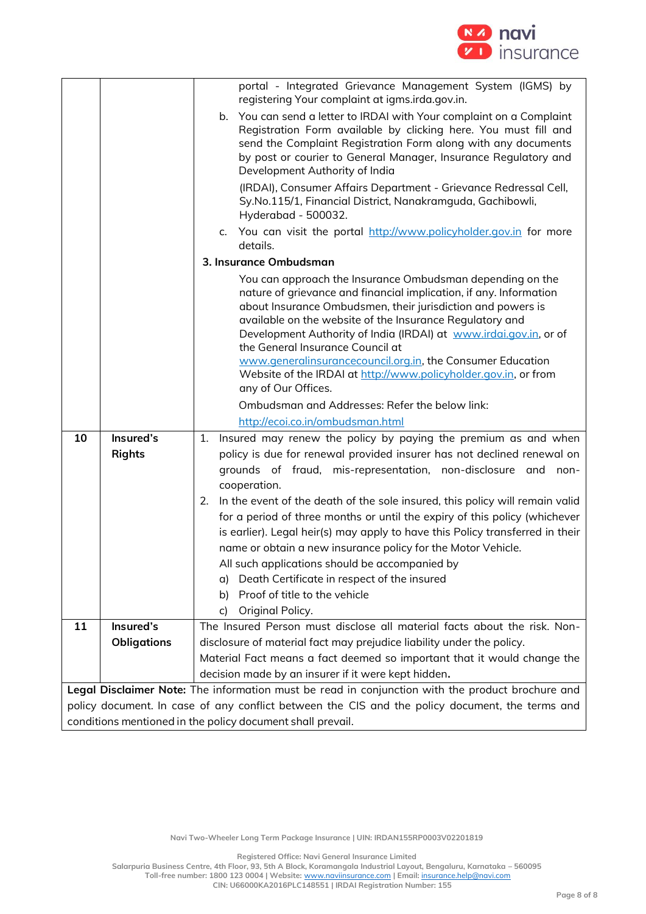| | | |
|---|---|---|
| | | portal - Integrated Grievance Management System (IGMS) by registering Your complaint at igms.irda.gov.in.<br>b. You can send a letter to IRDAI with Your complaint on a Complaint Registration Form available by clicking here. You must fill and send the Complaint Registration Form along with any documents by post or courier to General Manager, Insurance Regulatory and Development Authority of India (IRDAI), Consumer Affairs Department - Grievance Redressal Cell, Sy.No.115/1, Financial District, Nanakramguda, Gachibowli, Hyderabad - 500032.<br>c. You can visit the portal http://www.policyholder.gov.in for more details.<br>**3. Insurance Ombudsman**<br>You can approach the Insurance Ombudsman depending on the nature of grievance and financial implication, if any. Information about Insurance Ombudsmen, their jurisdiction and powers is available on the website of the Insurance Regulatory and Development Authority of India (IRDAI) at www.irdai.gov.in, or of the General Insurance Council at www.generalinsurancecouncil.org.in, the Consumer Education Website of the IRDAI at http://www.policyholder.gov.in, or from any of Our Offices.<br>Ombudsman and Addresses: Refer the below link: http://ecoi.co.in/ombudsman.html |
| **10** | **Insured's Rights** | 1. Insured may renew the policy by paying the premium as and when policy is due for renewal provided insurer has not declined renewal on grounds of fraud, mis-representation, non-disclosure and non-cooperation.<br>2. In the event of the death of the sole insured, this policy will remain valid for a period of three months or until the expiry of this policy (whichever is earlier). Legal heir(s) may apply to have this Policy transferred in their name or obtain a new insurance policy for the Motor Vehicle.<br>All such applications should be accompanied by<br>a) Death Certificate in respect of the insured<br>b) Proof of title to the vehicle<br>c) Original Policy. |
| **11** | **Insured's Obligations** | The Insured Person must disclose all material facts about the risk. Non-disclosure of material fact may prejudice liability under the policy.<br>Material Fact means a fact deemed so important that it would change the decision made by an insurer if it were kept hidden. |

**Legal Disclaimer Note:** The information must be read in conjunction with the product brochure and policy document. In case of any conflict between the CIS and the policy document, the terms and conditions mentioned in the policy document shall prevail.

Navi Two-Wheeler Long Term Package Insurance | UIN: IRDAN155RP0003V02201819

Registered Office: Navi General Insurance Limited
Salarpuria Business Centre, 4th Floor, 93, 5th A Block, Koramangala Industrial Layout, Bengaluru, Karnataka – 560095
Toll-free number: 1800 123 0004 | Website: www.naviinsurance.com | Email: insurance.help@navi.com
CIN: U66000KA2016PLC148551 | IRDAI Registration Number: 155